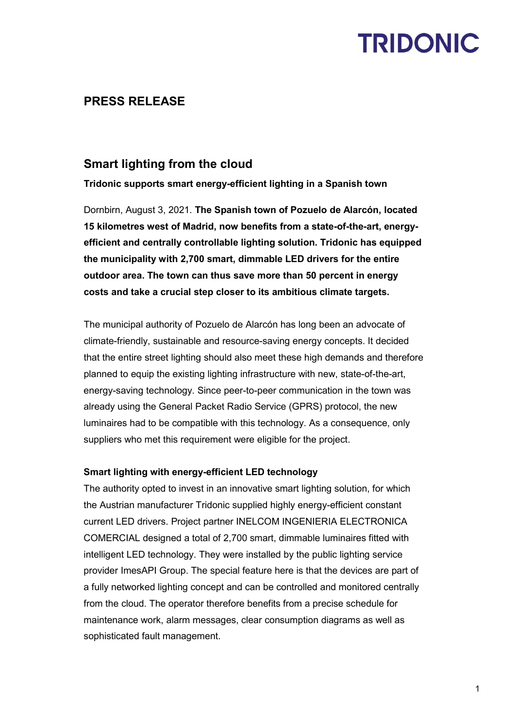TRIDONIC

## PRESS RELEASE

# Smart lighting from the cloud

**Tridonic supports smart energy-efficient lighting in a Spanish town**

Dornbirn, August 3, 2021. **The Spanish town of Pozuelo de Alarcón, located 15 kilometres west of Madrid, now benefits from a state-of-the-art, energy-efficient and centrally controllable lighting solution. Tridonic has equipped the municipality with 2,700 smart, dimmable LED drivers for the entire outdoor area. The town can thus save more than 50 percent in energy costs and take a crucial step closer to its ambitious climate targets.**

The municipal authority of Pozuelo de Alarcón has long been an advocate of climate-friendly, sustainable and resource-saving energy concepts. It decided that the entire street lighting should also meet these high demands and therefore planned to equip the existing lighting infrastructure with new, state-of-the-art, energy-saving technology. Since peer-to-peer communication in the town was already using the General Packet Radio Service (GPRS) protocol, the new luminaires had to be compatible with this technology. As a consequence, only suppliers who met this requirement were eligible for the project.

**Smart lighting with energy-efficient LED technology**

The authority opted to invest in an innovative smart lighting solution, for which the Austrian manufacturer Tridonic supplied highly energy-efficient constant current LED drivers. Project partner INELCOM INGENIERIA ELECTRONICA COMERCIAL designed a total of 2,700 smart, dimmable luminaires fitted with intelligent LED technology. They were installed by the public lighting service provider ImesAPI Group. The special feature here is that the devices are part of a fully networked lighting concept and can be controlled and monitored centrally from the cloud. The operator therefore benefits from a precise schedule for maintenance work, alarm messages, clear consumption diagrams as well as sophisticated fault management.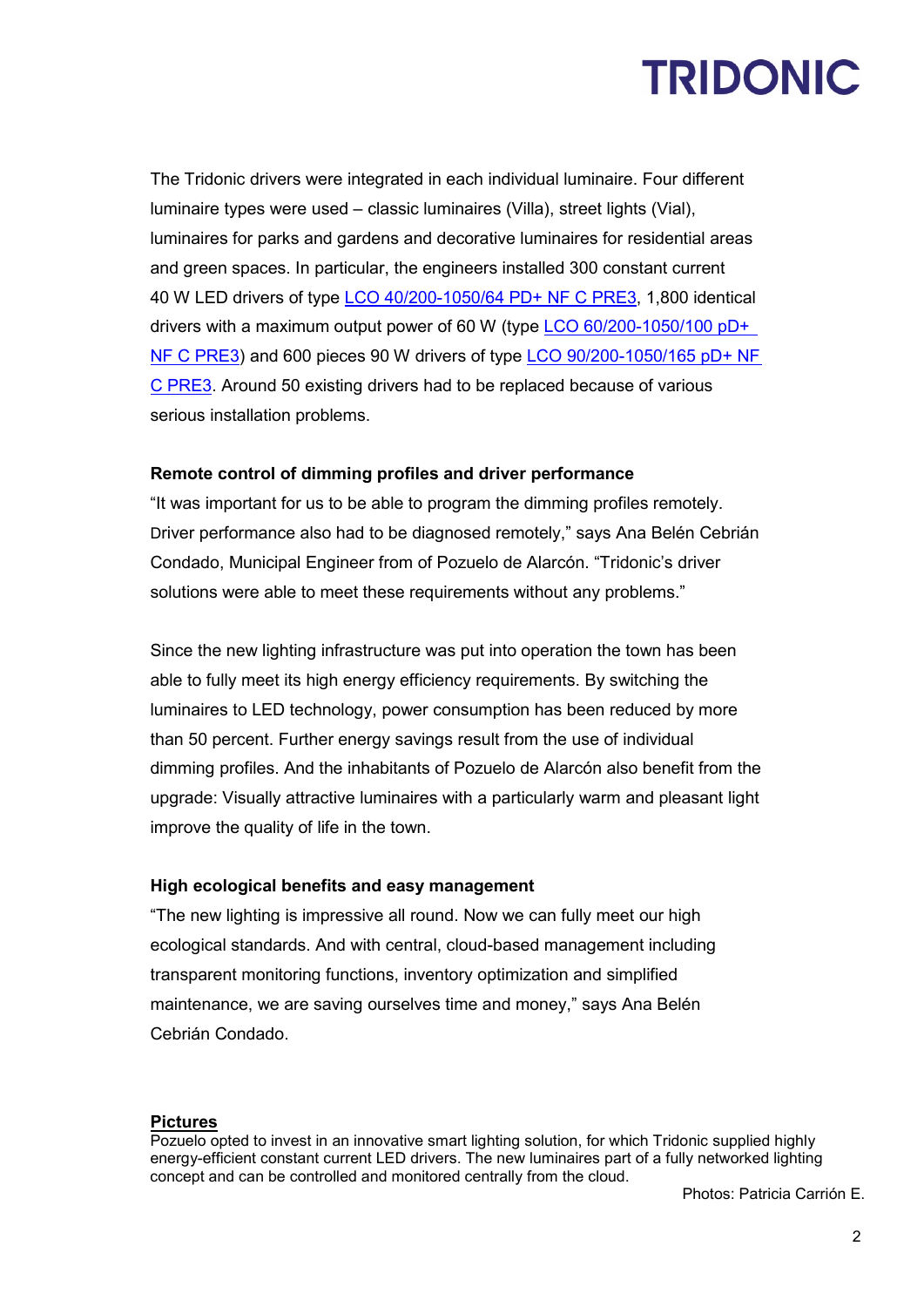The Tridonic drivers were integrated in each individual luminaire. Four different luminaire types were used – classic luminaires (Villa), street lights (Vial), luminaires for parks and gardens and decorative luminaires for residential areas and green spaces. In particular, the engineers installed 300 constant current 40 W LED drivers of type LCO 40/200-1050/64 PD+ NF C PRE3, 1,800 identical drivers with a maximum output power of 60 W (type LCO 60/200-1050/100 pD+ NF C PRE3) and 600 pieces 90 W drivers of type LCO 90/200-1050/165 pD+ NF C PRE3. Around 50 existing drivers had to be replaced because of various serious installation problems.

**Remote control of dimming profiles and driver performance**

“It was important for us to be able to program the dimming profiles remotely. Driver performance also had to be diagnosed remotely,” says Ana Belén Cebrián Condado, Municipal Engineer from of Pozuelo de Alarcón. “Tridonic’s driver solutions were able to meet these requirements without any problems.”

Since the new lighting infrastructure was put into operation the town has been able to fully meet its high energy efficiency requirements. By switching the luminaires to LED technology, power consumption has been reduced by more than 50 percent. Further energy savings result from the use of individual dimming profiles. And the inhabitants of Pozuelo de Alarcón also benefit from the upgrade: Visually attractive luminaires with a particularly warm and pleasant light improve the quality of life in the town.

**High ecological benefits and easy management**

“The new lighting is impressive all round. Now we can fully meet our high ecological standards. And with central, cloud-based management including transparent monitoring functions, inventory optimization and simplified maintenance, we are saving ourselves time and money,” says Ana Belén Cebrián Condado.

**Pictures**

Pozuelo opted to invest in an innovative smart lighting solution, for which Tridonic supplied highly energy-efficient constant current LED drivers. The new luminaires part of a fully networked lighting concept and can be controlled and monitored centrally from the cloud.

Photos: Patricia Carrión E.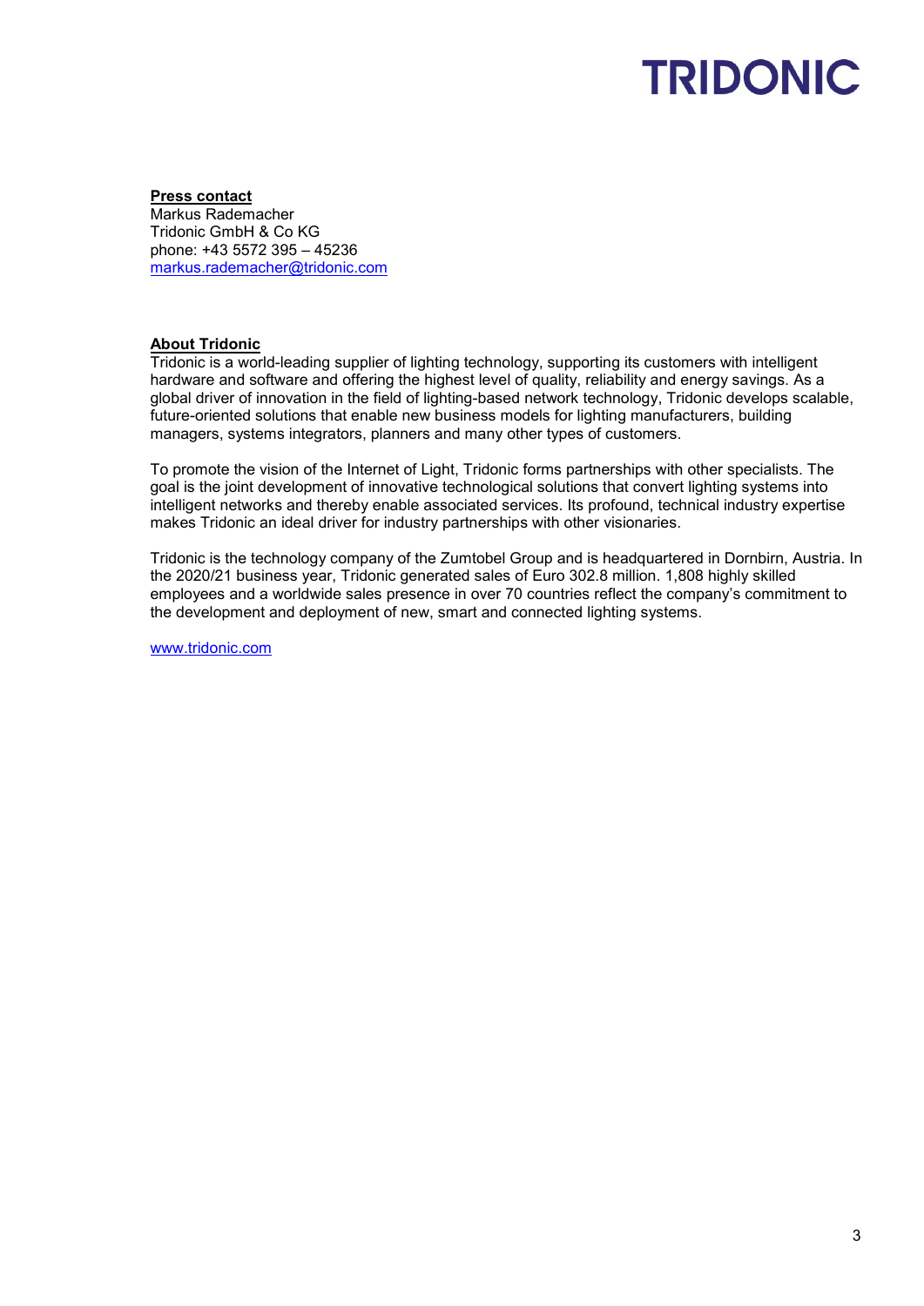**Press contact**
Markus Rademacher
Tridonic GmbH & Co KG
phone: +43 5572 395 – 45236
markus.rademacher@tridonic.com

**About Tridonic**
Tridonic is a world-leading supplier of lighting technology, supporting its customers with intelligent hardware and software and offering the highest level of quality, reliability and energy savings. As a global driver of innovation in the field of lighting-based network technology, Tridonic develops scalable, future-oriented solutions that enable new business models for lighting manufacturers, building managers, systems integrators, planners and many other types of customers.

To promote the vision of the Internet of Light, Tridonic forms partnerships with other specialists. The goal is the joint development of innovative technological solutions that convert lighting systems into intelligent networks and thereby enable associated services. Its profound, technical industry expertise makes Tridonic an ideal driver for industry partnerships with other visionaries.

Tridonic is the technology company of the Zumtobel Group and is headquartered in Dornbirn, Austria. In the 2020/21 business year, Tridonic generated sales of Euro 302.8 million. 1,808 highly skilled employees and a worldwide sales presence in over 70 countries reflect the company's commitment to the development and deployment of new, smart and connected lighting systems.

www.tridonic.com